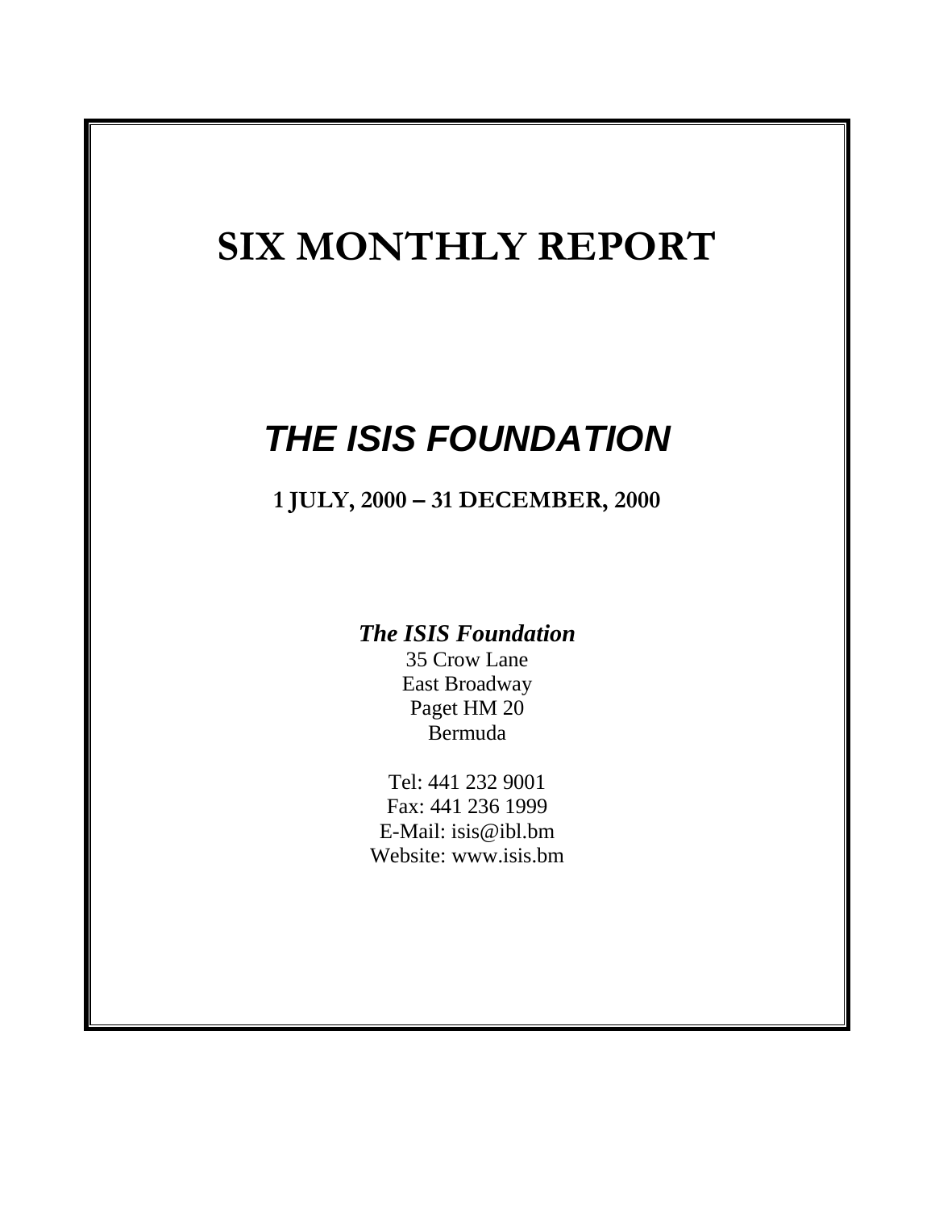# SIX MONTHLY REPORT

## *THE ISIS FOUNDATION*

**1 JULY, 2000 – 31 DECEMBER, 2000**

***The ISIS Foundation***
35 Crow Lane
East Broadway
Paget HM 20
Bermuda

Tel: 441 232 9001
Fax: 441 236 1999
E-Mail: isis@ibl.bm
Website: www.isis.bm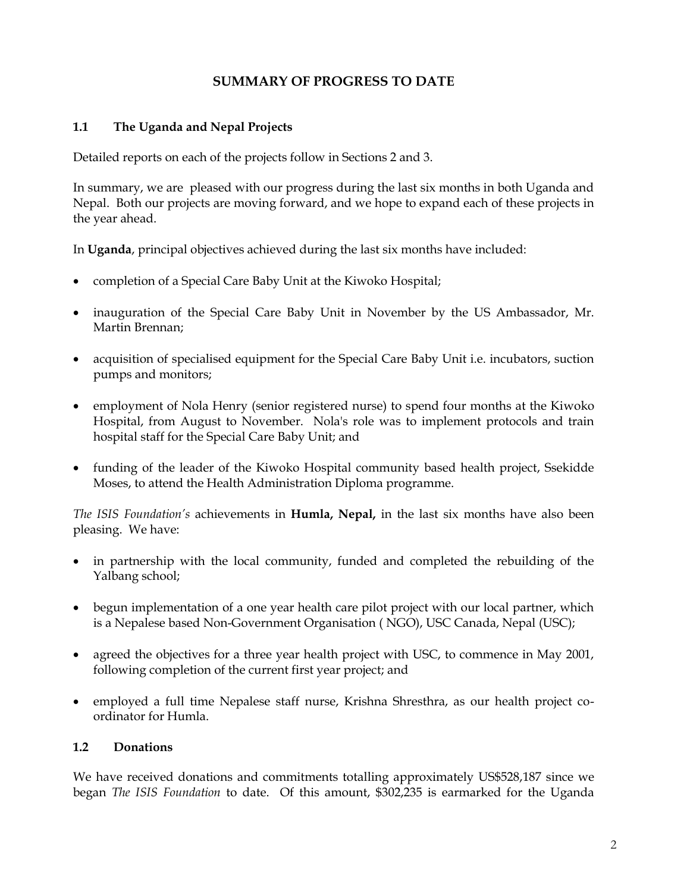# SUMMARY OF PROGRESS TO DATE

## 1.1 The Uganda and Nepal Projects

Detailed reports on each of the projects follow in Sections 2 and 3.

In summary, we are pleased with our progress during the last six months in both Uganda and Nepal. Both our projects are moving forward, and we hope to expand each of these projects in the year ahead.

In **Uganda**, principal objectives achieved during the last six months have included:

- completion of a Special Care Baby Unit at the Kiwoko Hospital;
- inauguration of the Special Care Baby Unit in November by the US Ambassador, Mr. Martin Brennan;
- acquisition of specialised equipment for the Special Care Baby Unit i.e. incubators, suction pumps and monitors;
- employment of Nola Henry (senior registered nurse) to spend four months at the Kiwoko Hospital, from August to November. Nola's role was to implement protocols and train hospital staff for the Special Care Baby Unit; and
- funding of the leader of the Kiwoko Hospital community based health project, Ssekidde Moses, to attend the Health Administration Diploma programme.

*The ISIS Foundation's* achievements in **Humla, Nepal,** in the last six months have also been pleasing. We have:

- in partnership with the local community, funded and completed the rebuilding of the Yalbang school;
- begun implementation of a one year health care pilot project with our local partner, which is a Nepalese based Non-Government Organisation ( NGO), USC Canada, Nepal (USC);
- agreed the objectives for a three year health project with USC, to commence in May 2001, following completion of the current first year project; and
- employed a full time Nepalese staff nurse, Krishna Shresthra, as our health project co-ordinator for Humla.

## 1.2 Donations

We have received donations and commitments totalling approximately US$528,187 since we began *The ISIS Foundation* to date. Of this amount, $302,235 is earmarked for the Uganda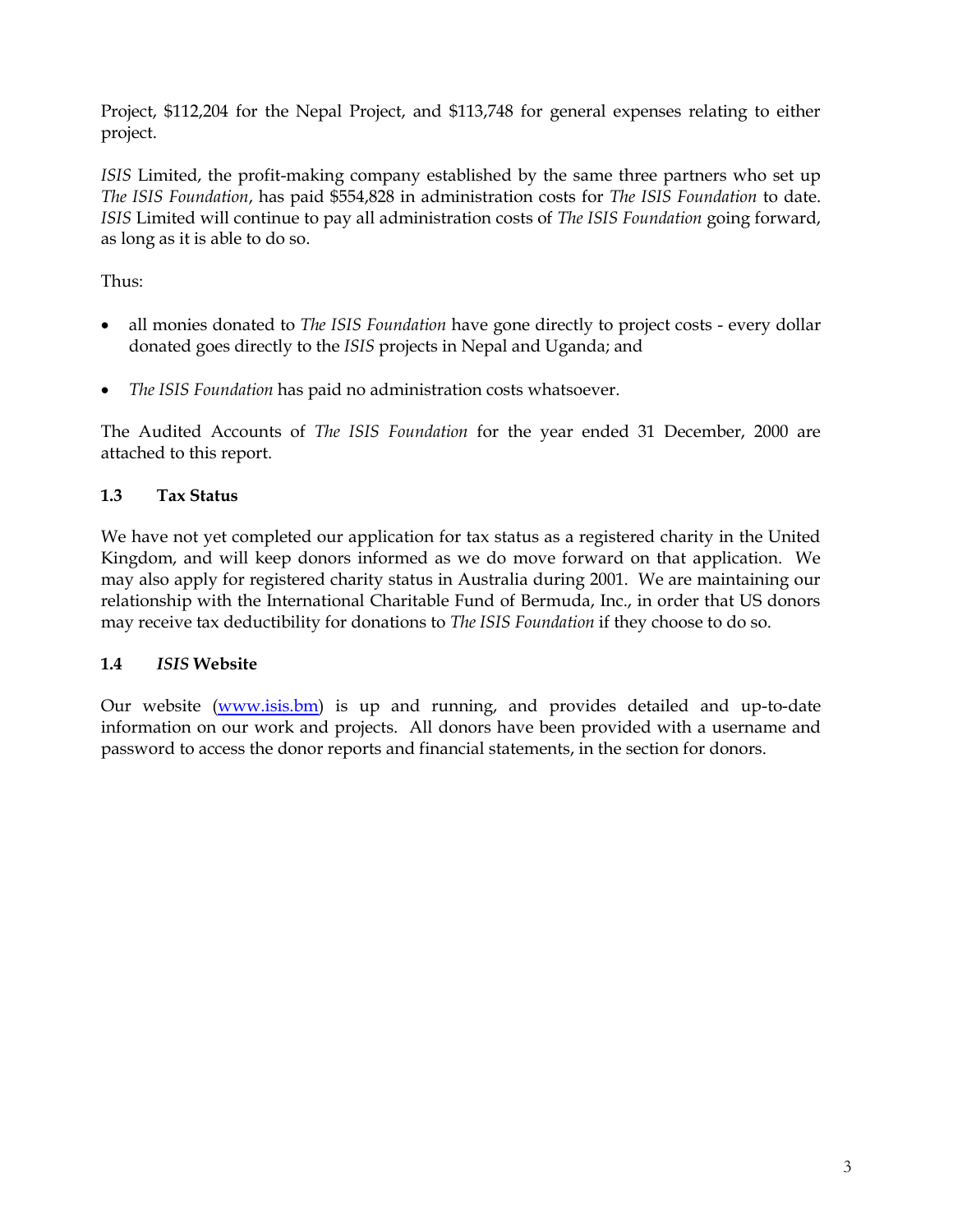Project, $112,204 for the Nepal Project, and $113,748 for general expenses relating to either project.

*ISIS* Limited, the profit-making company established by the same three partners who set up *The ISIS Foundation*, has paid $554,828 in administration costs for *The ISIS Foundation* to date. *ISIS* Limited will continue to pay all administration costs of *The ISIS Foundation* going forward, as long as it is able to do so.

Thus:

- all monies donated to *The ISIS Foundation* have gone directly to project costs - every dollar donated goes directly to the *ISIS* projects in Nepal and Uganda; and
- *The ISIS Foundation* has paid no administration costs whatsoever.

The Audited Accounts of *The ISIS Foundation* for the year ended 31 December, 2000 are attached to this report.

### 1.3 Tax Status

We have not yet completed our application for tax status as a registered charity in the United Kingdom, and will keep donors informed as we do move forward on that application. We may also apply for registered charity status in Australia during 2001. We are maintaining our relationship with the International Charitable Fund of Bermuda, Inc., in order that US donors may receive tax deductibility for donations to *The ISIS Foundation* if they choose to do so.

### 1.4 *ISIS* Website

Our website ([www.isis.bm](http://www.isis.bm)) is up and running, and provides detailed and up-to-date information on our work and projects. All donors have been provided with a username and password to access the donor reports and financial statements, in the section for donors.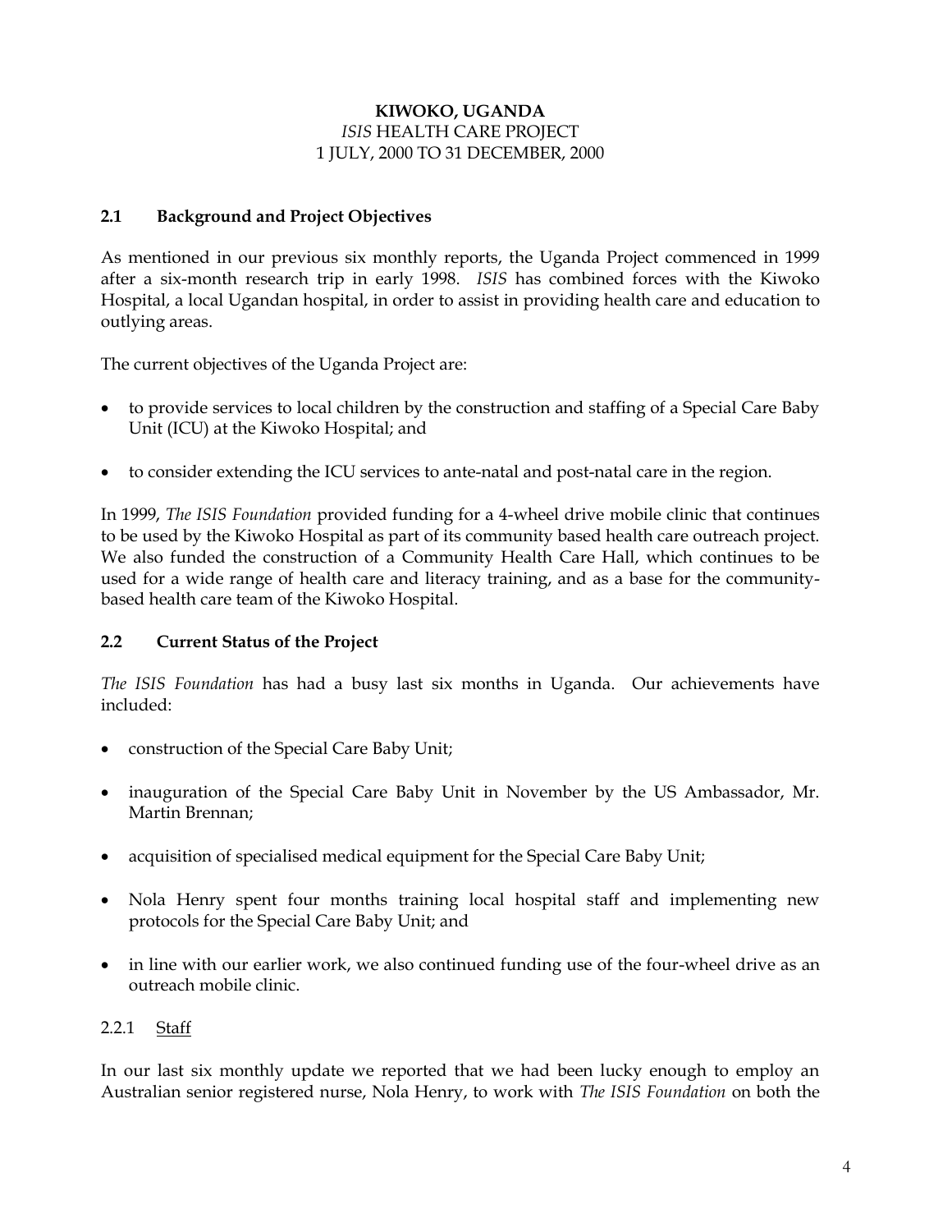**KIWOKO, UGANDA**
*ISIS* HEALTH CARE PROJECT
1 JULY, 2000 TO 31 DECEMBER, 2000

## 2.1 Background and Project Objectives

As mentioned in our previous six monthly reports, the Uganda Project commenced in 1999 after a six-month research trip in early 1998. *ISIS* has combined forces with the Kiwoko Hospital, a local Ugandan hospital, in order to assist in providing health care and education to outlying areas.

The current objectives of the Uganda Project are:

- to provide services to local children by the construction and staffing of a Special Care Baby Unit (ICU) at the Kiwoko Hospital; and
- to consider extending the ICU services to ante-natal and post-natal care in the region.

In 1999, *The ISIS Foundation* provided funding for a 4-wheel drive mobile clinic that continues to be used by the Kiwoko Hospital as part of its community based health care outreach project. We also funded the construction of a Community Health Care Hall, which continues to be used for a wide range of health care and literacy training, and as a base for the community-based health care team of the Kiwoko Hospital.

## 2.2 Current Status of the Project

*The ISIS Foundation* has had a busy last six months in Uganda. Our achievements have included:

- construction of the Special Care Baby Unit;
- inauguration of the Special Care Baby Unit in November by the US Ambassador, Mr. Martin Brennan;
- acquisition of specialised medical equipment for the Special Care Baby Unit;
- Nola Henry spent four months training local hospital staff and implementing new protocols for the Special Care Baby Unit; and
- in line with our earlier work, we also continued funding use of the four-wheel drive as an outreach mobile clinic.

### 2.2.1 Staff

In our last six monthly update we reported that we had been lucky enough to employ an Australian senior registered nurse, Nola Henry, to work with *The ISIS Foundation* on both the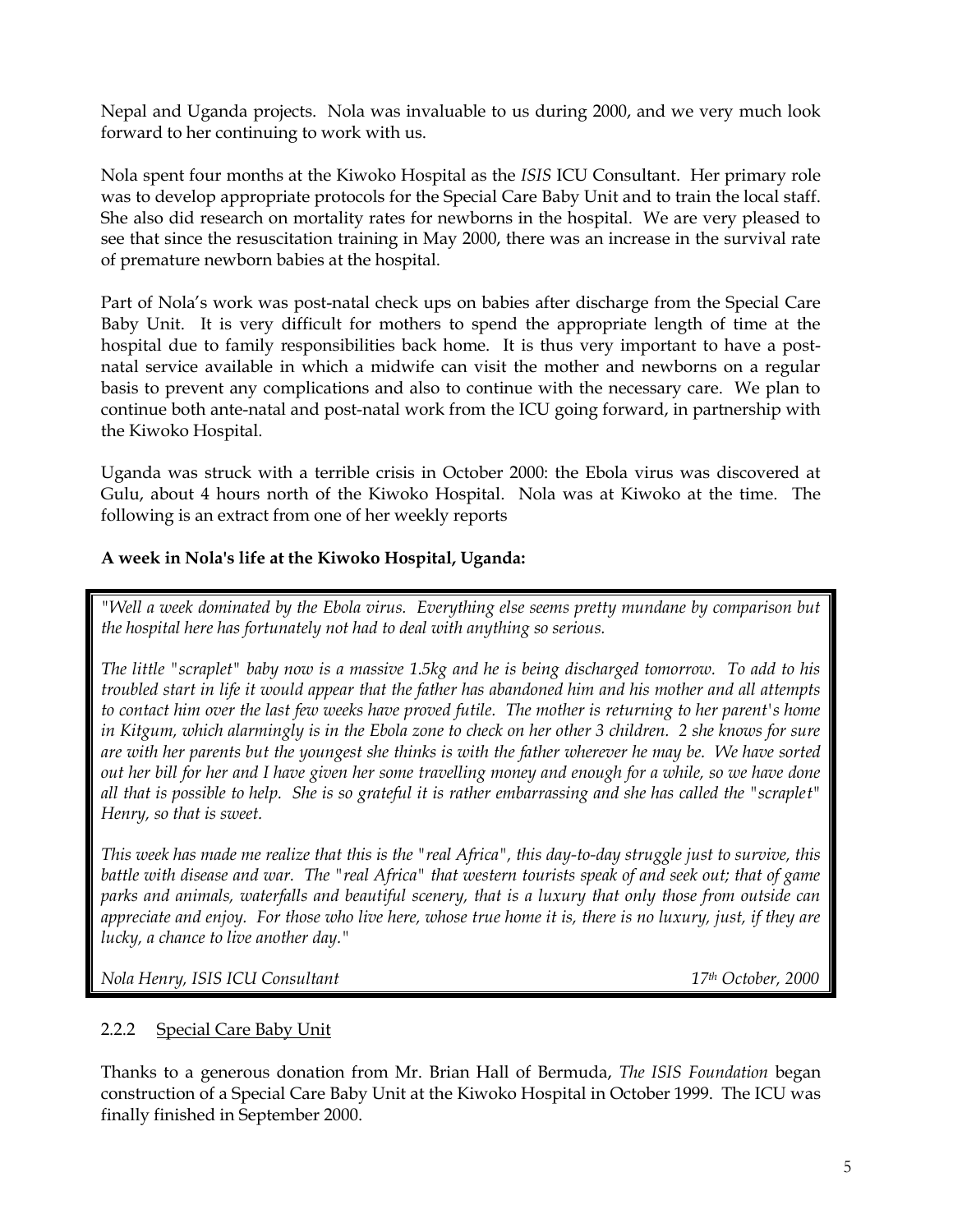Nepal and Uganda projects. Nola was invaluable to us during 2000, and we very much look forward to her continuing to work with us.

Nola spent four months at the Kiwoko Hospital as the *ISIS* ICU Consultant. Her primary role was to develop appropriate protocols for the Special Care Baby Unit and to train the local staff. She also did research on mortality rates for newborns in the hospital. We are very pleased to see that since the resuscitation training in May 2000, there was an increase in the survival rate of premature newborn babies at the hospital.

Part of Nola's work was post-natal check ups on babies after discharge from the Special Care Baby Unit. It is very difficult for mothers to spend the appropriate length of time at the hospital due to family responsibilities back home. It is thus very important to have a post-natal service available in which a midwife can visit the mother and newborns on a regular basis to prevent any complications and also to continue with the necessary care. We plan to continue both ante-natal and post-natal work from the ICU going forward, in partnership with the Kiwoko Hospital.

Uganda was struck with a terrible crisis in October 2000: the Ebola virus was discovered at Gulu, about 4 hours north of the Kiwoko Hospital. Nola was at Kiwoko at the time. The following is an extract from one of her weekly reports

**A week in Nola's life at the Kiwoko Hospital, Uganda:**

*"Well a week dominated by the Ebola virus. Everything else seems pretty mundane by comparison but the hospital here has fortunately not had to deal with anything so serious.*

*The little "scraplet" baby now is a massive 1.5kg and he is being discharged tomorrow. To add to his troubled start in life it would appear that the father has abandoned him and his mother and all attempts to contact him over the last few weeks have proved futile. The mother is returning to her parent's home in Kitgum, which alarmingly is in the Ebola zone to check on her other 3 children. 2 she knows for sure are with her parents but the youngest she thinks is with the father wherever he may be. We have sorted out her bill for her and I have given her some travelling money and enough for a while, so we have done all that is possible to help. She is so grateful it is rather embarrassing and she has called the "scraplet" Henry, so that is sweet.*

*This week has made me realize that this is the "real Africa", this day-to-day struggle just to survive, this battle with disease and war. The "real Africa" that western tourists speak of and seek out; that of game parks and animals, waterfalls and beautiful scenery, that is a luxury that only those from outside can appreciate and enjoy. For those who live here, whose true home it is, there is no luxury, just, if they are lucky, a chance to live another day."*

*Nola Henry, ISIS ICU Consultant* — *17th October, 2000*

### 2.2.2 Special Care Baby Unit

Thanks to a generous donation from Mr. Brian Hall of Bermuda, *The ISIS Foundation* began construction of a Special Care Baby Unit at the Kiwoko Hospital in October 1999. The ICU was finally finished in September 2000.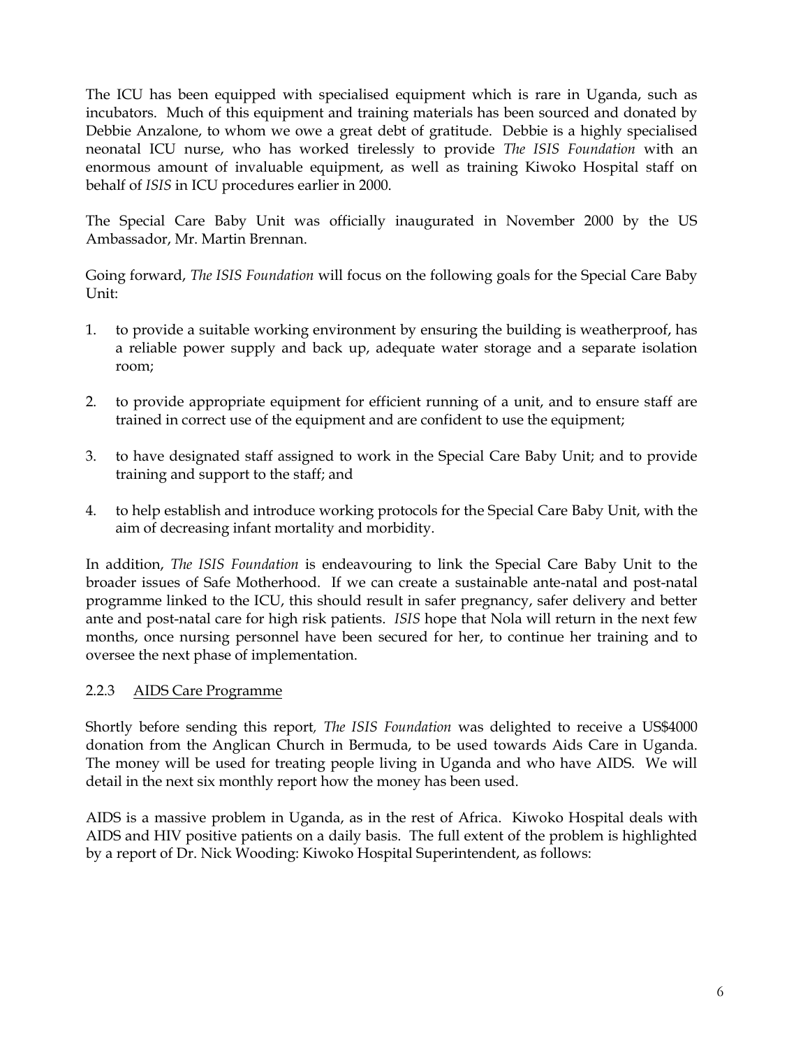The ICU has been equipped with specialised equipment which is rare in Uganda, such as incubators. Much of this equipment and training materials has been sourced and donated by Debbie Anzalone, to whom we owe a great debt of gratitude. Debbie is a highly specialised neonatal ICU nurse, who has worked tirelessly to provide *The ISIS Foundation* with an enormous amount of invaluable equipment, as well as training Kiwoko Hospital staff on behalf of *ISIS* in ICU procedures earlier in 2000.

The Special Care Baby Unit was officially inaugurated in November 2000 by the US Ambassador, Mr. Martin Brennan.

Going forward, *The ISIS Foundation* will focus on the following goals for the Special Care Baby Unit:

1. to provide a suitable working environment by ensuring the building is weatherproof, has a reliable power supply and back up, adequate water storage and a separate isolation room;

2. to provide appropriate equipment for efficient running of a unit, and to ensure staff are trained in correct use of the equipment and are confident to use the equipment;

3. to have designated staff assigned to work in the Special Care Baby Unit; and to provide training and support to the staff; and

4. to help establish and introduce working protocols for the Special Care Baby Unit, with the aim of decreasing infant mortality and morbidity.

In addition, *The ISIS Foundation* is endeavouring to link the Special Care Baby Unit to the broader issues of Safe Motherhood. If we can create a sustainable ante-natal and post-natal programme linked to the ICU, this should result in safer pregnancy, safer delivery and better ante and post-natal care for high risk patients. *ISIS* hope that Nola will return in the next few months, once nursing personnel have been secured for her, to continue her training and to oversee the next phase of implementation.

### 2.2.3 AIDS Care Programme

Shortly before sending this report, *The ISIS Foundation* was delighted to receive a US$4000 donation from the Anglican Church in Bermuda, to be used towards Aids Care in Uganda. The money will be used for treating people living in Uganda and who have AIDS. We will detail in the next six monthly report how the money has been used.

AIDS is a massive problem in Uganda, as in the rest of Africa. Kiwoko Hospital deals with AIDS and HIV positive patients on a daily basis. The full extent of the problem is highlighted by a report of Dr. Nick Wooding: Kiwoko Hospital Superintendent, as follows: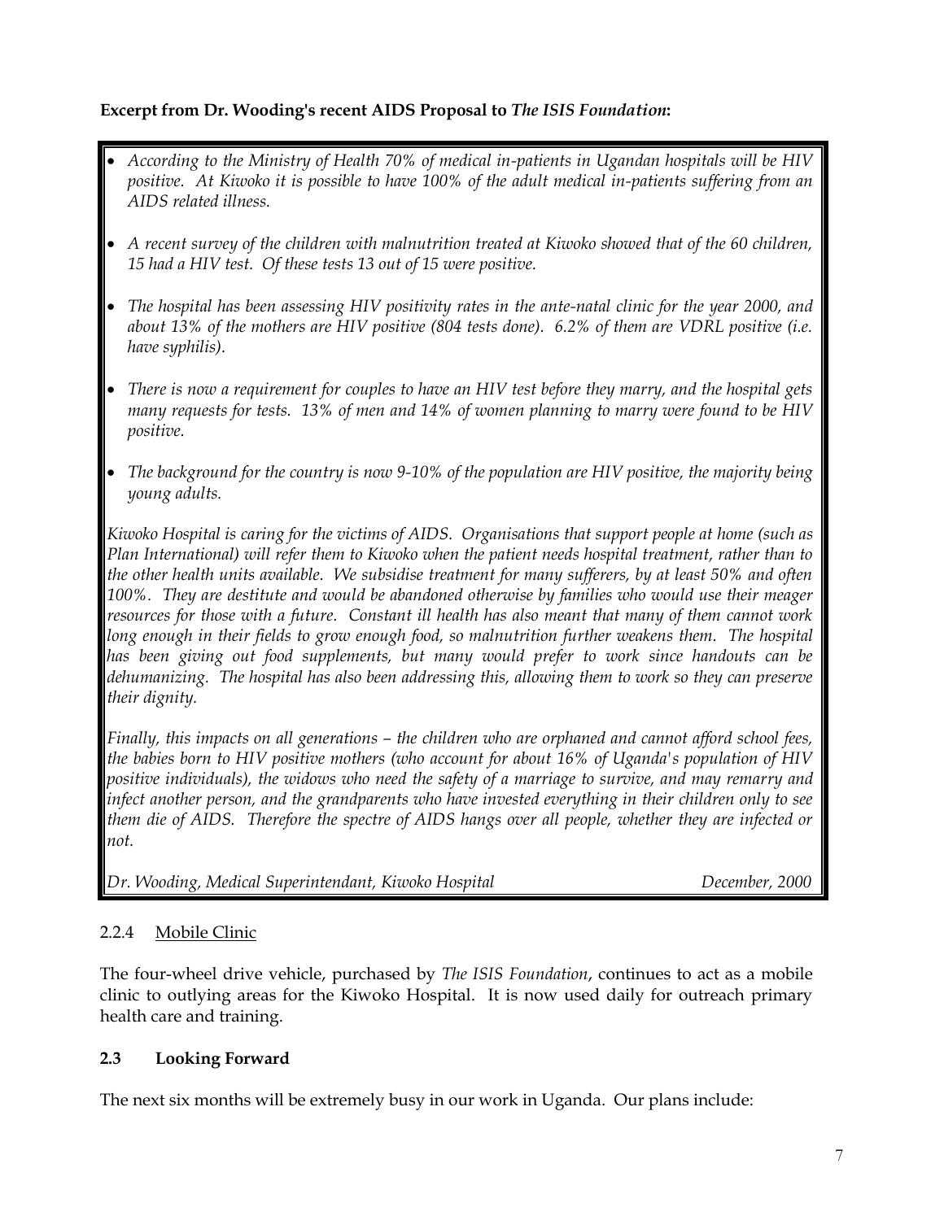**Excerpt from Dr. Wooding's recent AIDS Proposal to *The ISIS Foundation*:**

- *According to the Ministry of Health 70% of medical in-patients in Ugandan hospitals will be HIV positive. At Kiwoko it is possible to have 100% of the adult medical in-patients suffering from an AIDS related illness.*
- *A recent survey of the children with malnutrition treated at Kiwoko showed that of the 60 children, 15 had a HIV test. Of these tests 13 out of 15 were positive.*
- *The hospital has been assessing HIV positivity rates in the ante-natal clinic for the year 2000, and about 13% of the mothers are HIV positive (804 tests done). 6.2% of them are VDRL positive (i.e. have syphilis).*
- *There is now a requirement for couples to have an HIV test before they marry, and the hospital gets many requests for tests. 13% of men and 14% of women planning to marry were found to be HIV positive.*
- *The background for the country is now 9-10% of the population are HIV positive, the majority being young adults.*

*Kiwoko Hospital is caring for the victims of AIDS. Organisations that support people at home (such as Plan International) will refer them to Kiwoko when the patient needs hospital treatment, rather than to the other health units available. We subsidise treatment for many sufferers, by at least 50% and often 100%. They are destitute and would be abandoned otherwise by families who would use their meager resources for those with a future. Constant ill health has also meant that many of them cannot work long enough in their fields to grow enough food, so malnutrition further weakens them. The hospital has been giving out food supplements, but many would prefer to work since handouts can be dehumanizing. The hospital has also been addressing this, allowing them to work so they can preserve their dignity.*

*Finally, this impacts on all generations – the children who are orphaned and cannot afford school fees, the babies born to HIV positive mothers (who account for about 16% of Uganda's population of HIV positive individuals), the widows who need the safety of a marriage to survive, and may remarry and infect another person, and the grandparents who have invested everything in their children only to see them die of AIDS. Therefore the spectre of AIDS hangs over all people, whether they are infected or not.*

*Dr. Wooding, Medical Superintendant, Kiwoko Hospital* *December, 2000*

2.2.4 Mobile Clinic

The four-wheel drive vehicle, purchased by *The ISIS Foundation*, continues to act as a mobile clinic to outlying areas for the Kiwoko Hospital. It is now used daily for outreach primary health care and training.

### 2.3 Looking Forward

The next six months will be extremely busy in our work in Uganda. Our plans include: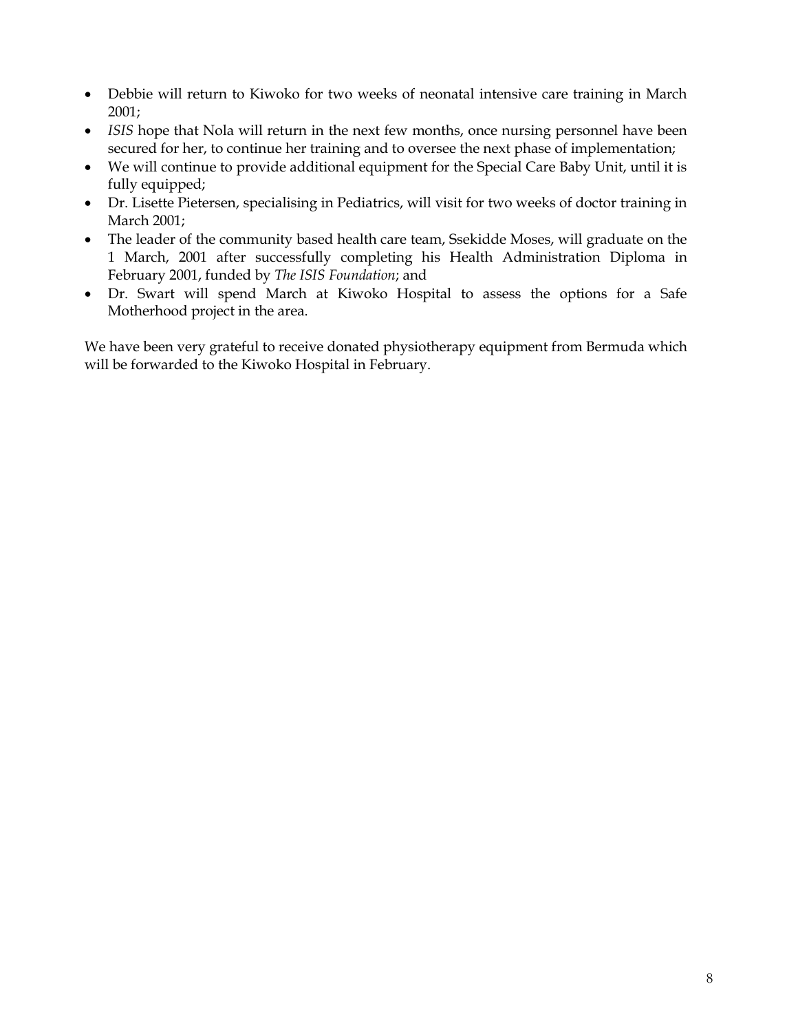- Debbie will return to Kiwoko for two weeks of neonatal intensive care training in March 2001;
- *ISIS* hope that Nola will return in the next few months, once nursing personnel have been secured for her, to continue her training and to oversee the next phase of implementation;
- We will continue to provide additional equipment for the Special Care Baby Unit, until it is fully equipped;
- Dr. Lisette Pietersen, specialising in Pediatrics, will visit for two weeks of doctor training in March 2001;
- The leader of the community based health care team, Ssekidde Moses, will graduate on the 1 March, 2001 after successfully completing his Health Administration Diploma in February 2001, funded by *The ISIS Foundation*; and
- Dr. Swart will spend March at Kiwoko Hospital to assess the options for a Safe Motherhood project in the area.

We have been very grateful to receive donated physiotherapy equipment from Bermuda which will be forwarded to the Kiwoko Hospital in February.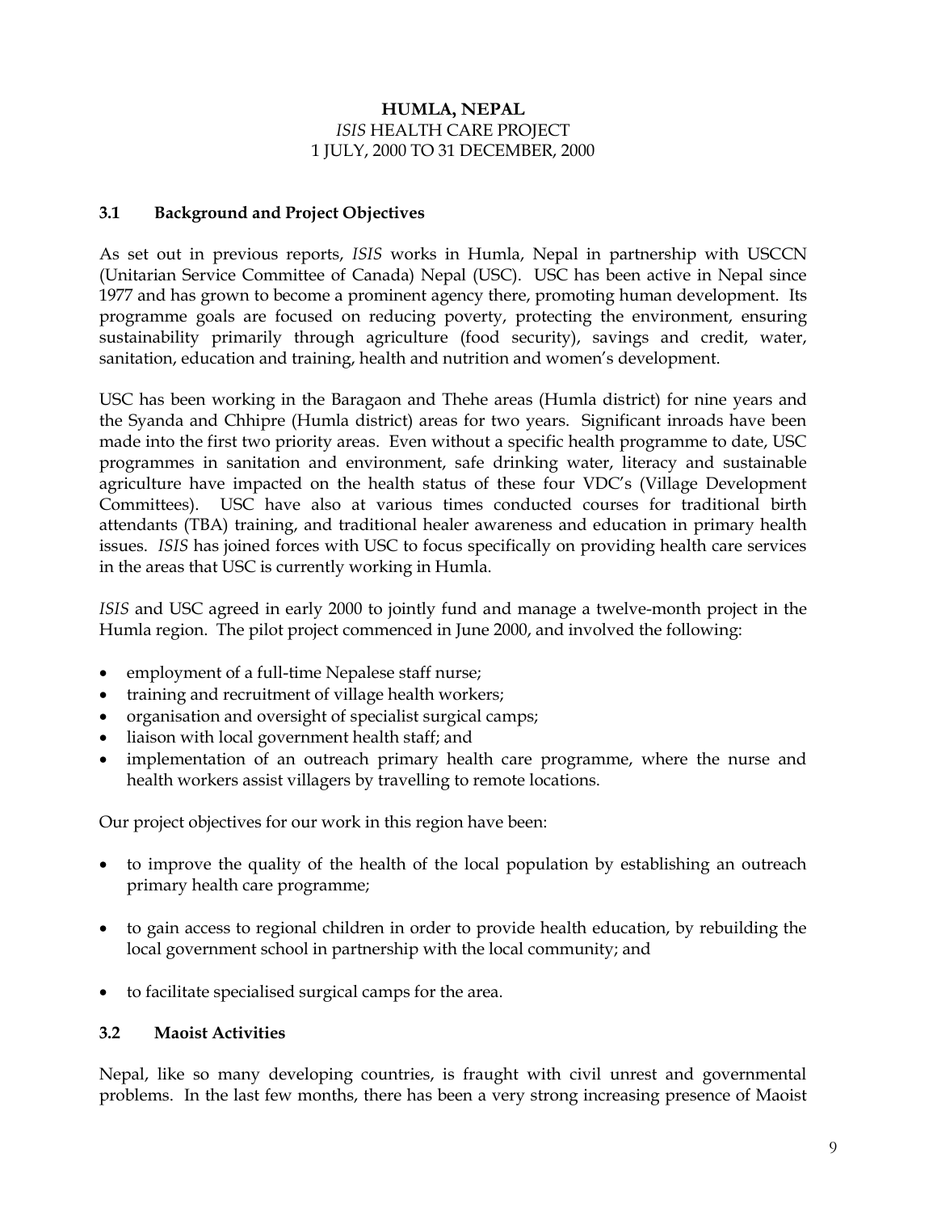**HUMLA, NEPAL**
*ISIS* HEALTH CARE PROJECT
1 JULY, 2000 TO 31 DECEMBER, 2000

### 3.1 Background and Project Objectives

As set out in previous reports, *ISIS* works in Humla, Nepal in partnership with USCCN (Unitarian Service Committee of Canada) Nepal (USC). USC has been active in Nepal since 1977 and has grown to become a prominent agency there, promoting human development. Its programme goals are focused on reducing poverty, protecting the environment, ensuring sustainability primarily through agriculture (food security), savings and credit, water, sanitation, education and training, health and nutrition and women's development.

USC has been working in the Baragaon and Thehe areas (Humla district) for nine years and the Syanda and Chhipre (Humla district) areas for two years. Significant inroads have been made into the first two priority areas. Even without a specific health programme to date, USC programmes in sanitation and environment, safe drinking water, literacy and sustainable agriculture have impacted on the health status of these four VDC's (Village Development Committees). USC have also at various times conducted courses for traditional birth attendants (TBA) training, and traditional healer awareness and education in primary health issues. *ISIS* has joined forces with USC to focus specifically on providing health care services in the areas that USC is currently working in Humla.

*ISIS* and USC agreed in early 2000 to jointly fund and manage a twelve-month project in the Humla region. The pilot project commenced in June 2000, and involved the following:

- employment of a full-time Nepalese staff nurse;
- training and recruitment of village health workers;
- organisation and oversight of specialist surgical camps;
- liaison with local government health staff; and
- implementation of an outreach primary health care programme, where the nurse and health workers assist villagers by travelling to remote locations.

Our project objectives for our work in this region have been:

- to improve the quality of the health of the local population by establishing an outreach primary health care programme;
- to gain access to regional children in order to provide health education, by rebuilding the local government school in partnership with the local community; and
- to facilitate specialised surgical camps for the area.

### 3.2 Maoist Activities

Nepal, like so many developing countries, is fraught with civil unrest and governmental problems. In the last few months, there has been a very strong increasing presence of Maoist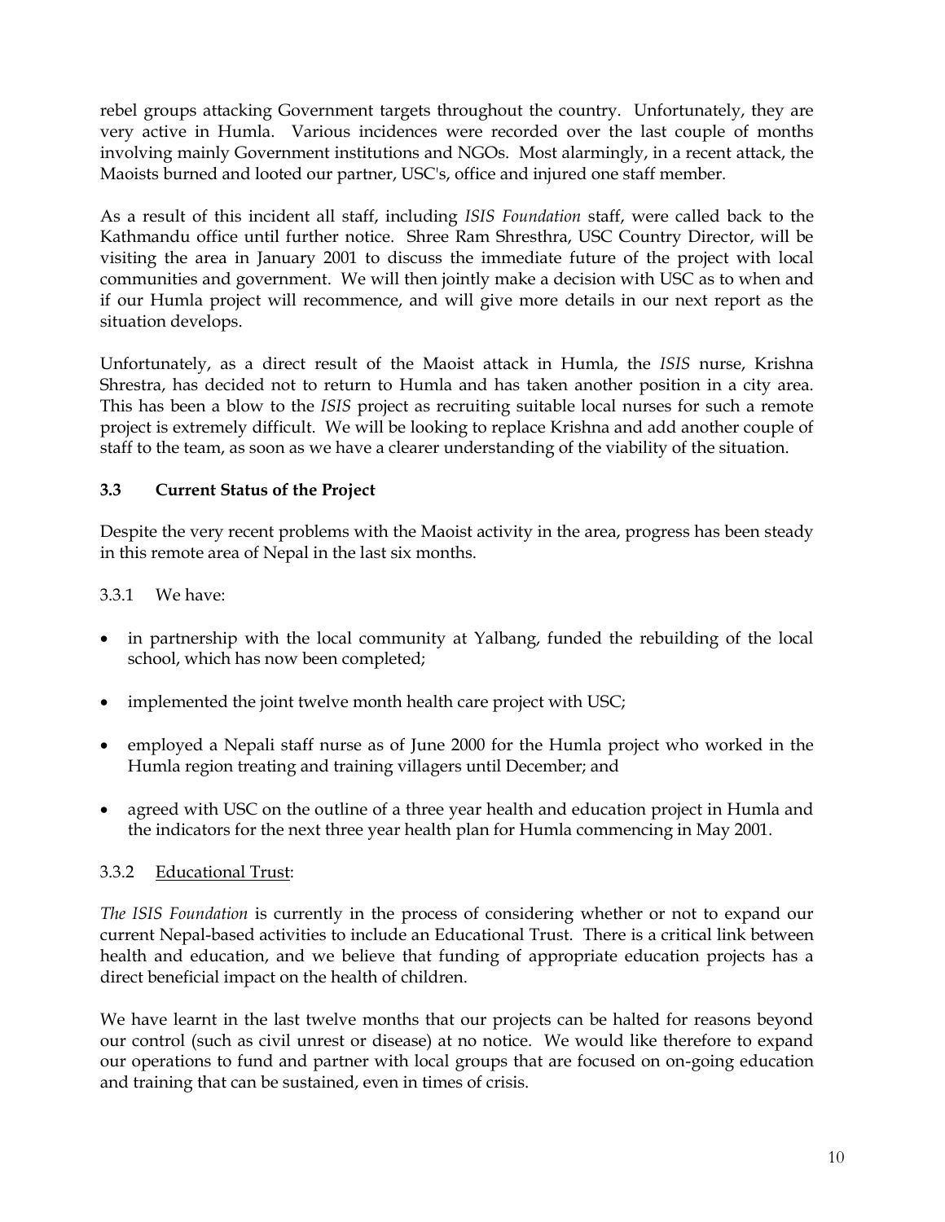rebel groups attacking Government targets throughout the country. Unfortunately, they are very active in Humla. Various incidences were recorded over the last couple of months involving mainly Government institutions and NGOs. Most alarmingly, in a recent attack, the Maoists burned and looted our partner, USC's, office and injured one staff member.

As a result of this incident all staff, including *ISIS Foundation* staff, were called back to the Kathmandu office until further notice. Shree Ram Shresthra, USC Country Director, will be visiting the area in January 2001 to discuss the immediate future of the project with local communities and government. We will then jointly make a decision with USC as to when and if our Humla project will recommence, and will give more details in our next report as the situation develops.

Unfortunately, as a direct result of the Maoist attack in Humla, the *ISIS* nurse, Krishna Shrestra, has decided not to return to Humla and has taken another position in a city area. This has been a blow to the *ISIS* project as recruiting suitable local nurses for such a remote project is extremely difficult. We will be looking to replace Krishna and add another couple of staff to the team, as soon as we have a clearer understanding of the viability of the situation.

### 3.3 Current Status of the Project

Despite the very recent problems with the Maoist activity in the area, progress has been steady in this remote area of Nepal in the last six months.

3.3.1 We have:

- in partnership with the local community at Yalbang, funded the rebuilding of the local school, which has now been completed;
- implemented the joint twelve month health care project with USC;
- employed a Nepali staff nurse as of June 2000 for the Humla project who worked in the Humla region treating and training villagers until December; and
- agreed with USC on the outline of a three year health and education project in Humla and the indicators for the next three year health plan for Humla commencing in May 2001.

3.3.2 Educational Trust:

*The ISIS Foundation* is currently in the process of considering whether or not to expand our current Nepal-based activities to include an Educational Trust. There is a critical link between health and education, and we believe that funding of appropriate education projects has a direct beneficial impact on the health of children.

We have learnt in the last twelve months that our projects can be halted for reasons beyond our control (such as civil unrest or disease) at no notice. We would like therefore to expand our operations to fund and partner with local groups that are focused on on-going education and training that can be sustained, even in times of crisis.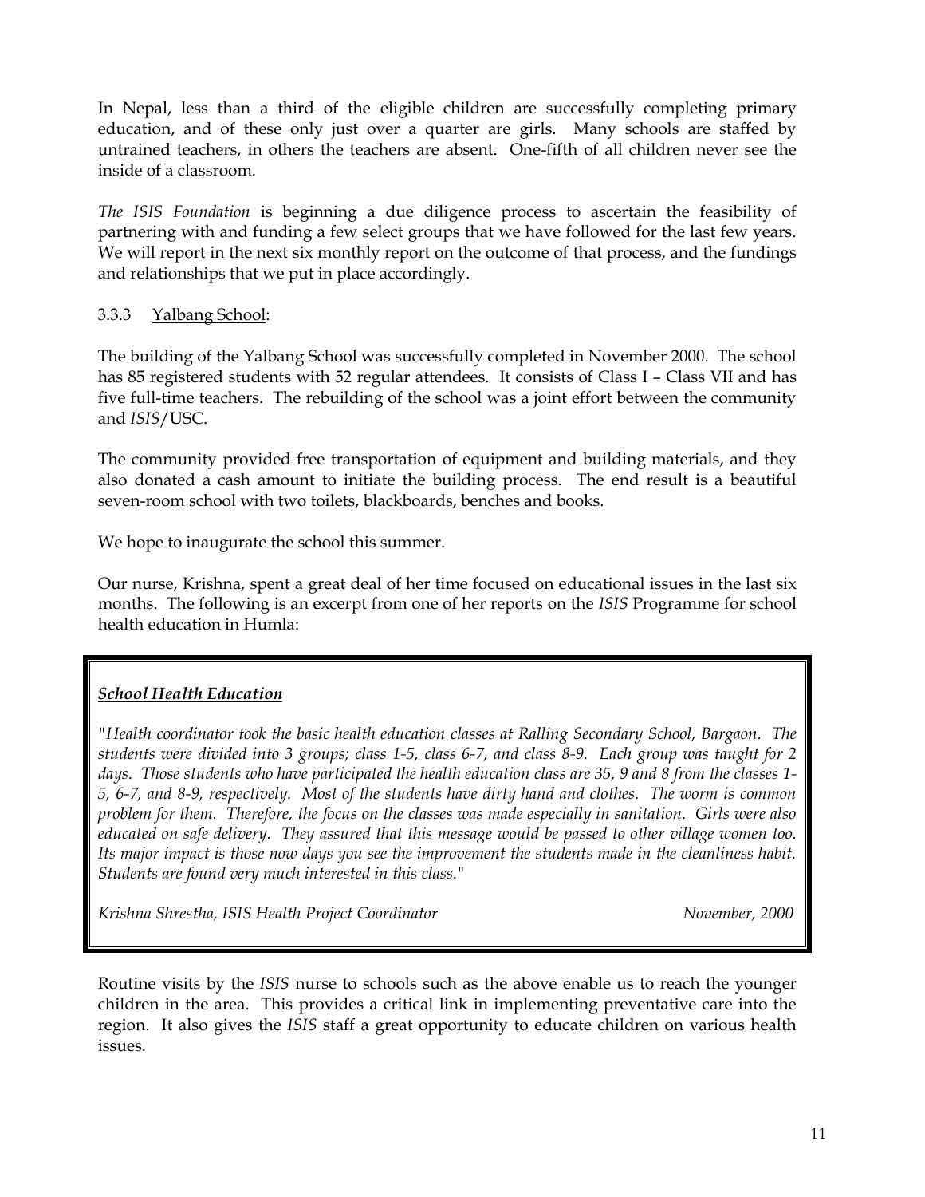In Nepal, less than a third of the eligible children are successfully completing primary education, and of these only just over a quarter are girls. Many schools are staffed by untrained teachers, in others the teachers are absent. One-fifth of all children never see the inside of a classroom.

*The ISIS Foundation* is beginning a due diligence process to ascertain the feasibility of partnering with and funding a few select groups that we have followed for the last few years. We will report in the next six monthly report on the outcome of that process, and the fundings and relationships that we put in place accordingly.

### 3.3.3 Yalbang School:

The building of the Yalbang School was successfully completed in November 2000. The school has 85 registered students with 52 regular attendees. It consists of Class I – Class VII and has five full-time teachers. The rebuilding of the school was a joint effort between the community and *ISIS*/USC.

The community provided free transportation of equipment and building materials, and they also donated a cash amount to initiate the building process. The end result is a beautiful seven-room school with two toilets, blackboards, benches and books.

We hope to inaugurate the school this summer.

Our nurse, Krishna, spent a great deal of her time focused on educational issues in the last six months. The following is an excerpt from one of her reports on the *ISIS* Programme for school health education in Humla:

> ***School Health Education***
>
> *"Health coordinator took the basic health education classes at Ralling Secondary School, Bargaon. The students were divided into 3 groups; class 1-5, class 6-7, and class 8-9. Each group was taught for 2 days. Those students who have participated the health education class are 35, 9 and 8 from the classes 1-5, 6-7, and 8-9, respectively. Most of the students have dirty hand and clothes. The worm is common problem for them. Therefore, the focus on the classes was made especially in sanitation. Girls were also educated on safe delivery. They assured that this message would be passed to other village women too. Its major impact is those now days you see the improvement the students made in the cleanliness habit. Students are found very much interested in this class."*
>
> *Krishna Shrestha, ISIS Health Project Coordinator* — *November, 2000*

Routine visits by the *ISIS* nurse to schools such as the above enable us to reach the younger children in the area. This provides a critical link in implementing preventative care into the region. It also gives the *ISIS* staff a great opportunity to educate children on various health issues.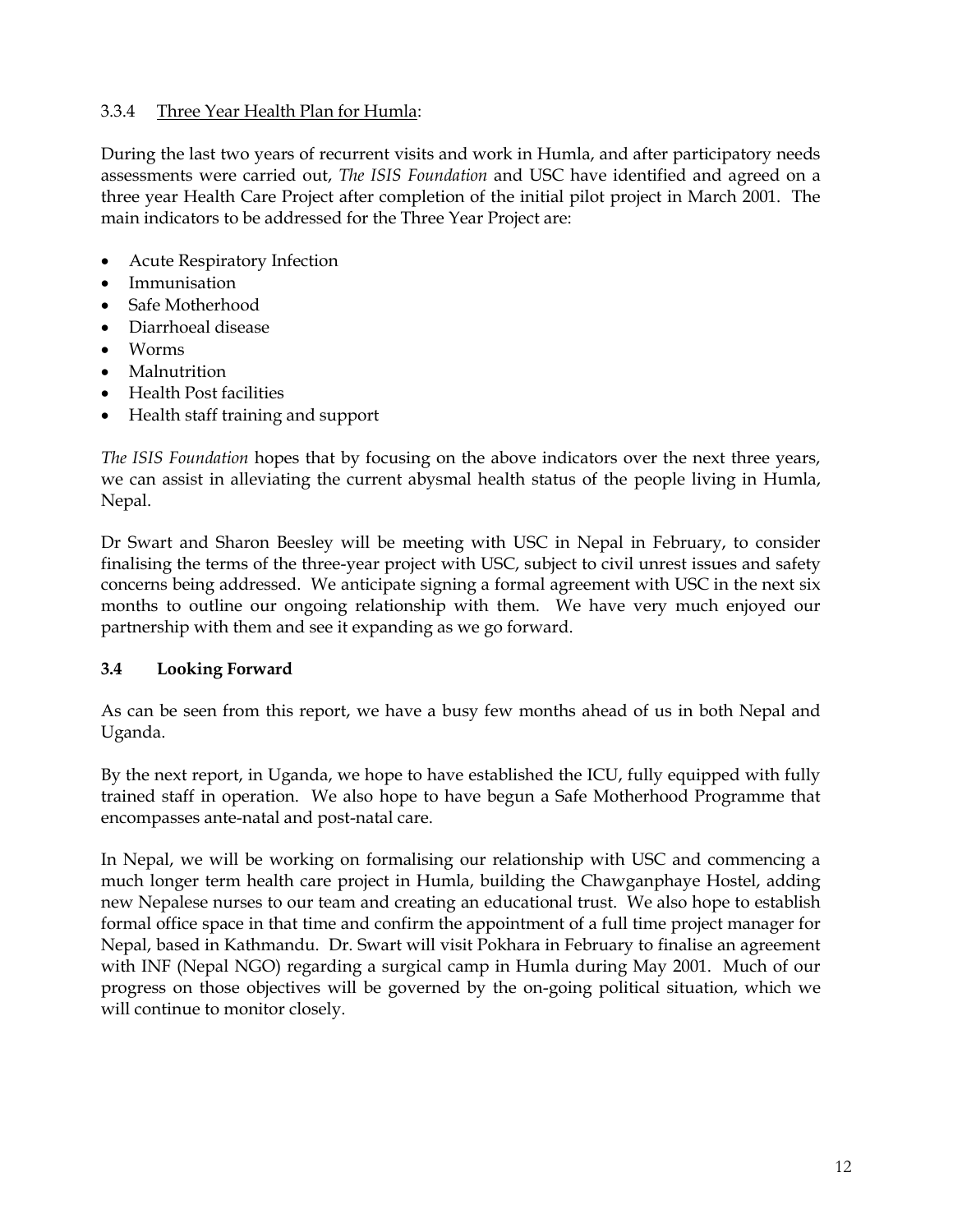### 3.3.4 Three Year Health Plan for Humla:

During the last two years of recurrent visits and work in Humla, and after participatory needs assessments were carried out, *The ISIS Foundation* and USC have identified and agreed on a three year Health Care Project after completion of the initial pilot project in March 2001. The main indicators to be addressed for the Three Year Project are:

- Acute Respiratory Infection
- Immunisation
- Safe Motherhood
- Diarrhoeal disease
- Worms
- Malnutrition
- Health Post facilities
- Health staff training and support

*The ISIS Foundation* hopes that by focusing on the above indicators over the next three years, we can assist in alleviating the current abysmal health status of the people living in Humla, Nepal.

Dr Swart and Sharon Beesley will be meeting with USC in Nepal in February, to consider finalising the terms of the three-year project with USC, subject to civil unrest issues and safety concerns being addressed. We anticipate signing a formal agreement with USC in the next six months to outline our ongoing relationship with them. We have very much enjoyed our partnership with them and see it expanding as we go forward.

## 3.4 Looking Forward

As can be seen from this report, we have a busy few months ahead of us in both Nepal and Uganda.

By the next report, in Uganda, we hope to have established the ICU, fully equipped with fully trained staff in operation. We also hope to have begun a Safe Motherhood Programme that encompasses ante-natal and post-natal care.

In Nepal, we will be working on formalising our relationship with USC and commencing a much longer term health care project in Humla, building the Chawganphaye Hostel, adding new Nepalese nurses to our team and creating an educational trust. We also hope to establish formal office space in that time and confirm the appointment of a full time project manager for Nepal, based in Kathmandu. Dr. Swart will visit Pokhara in February to finalise an agreement with INF (Nepal NGO) regarding a surgical camp in Humla during May 2001. Much of our progress on those objectives will be governed by the on-going political situation, which we will continue to monitor closely.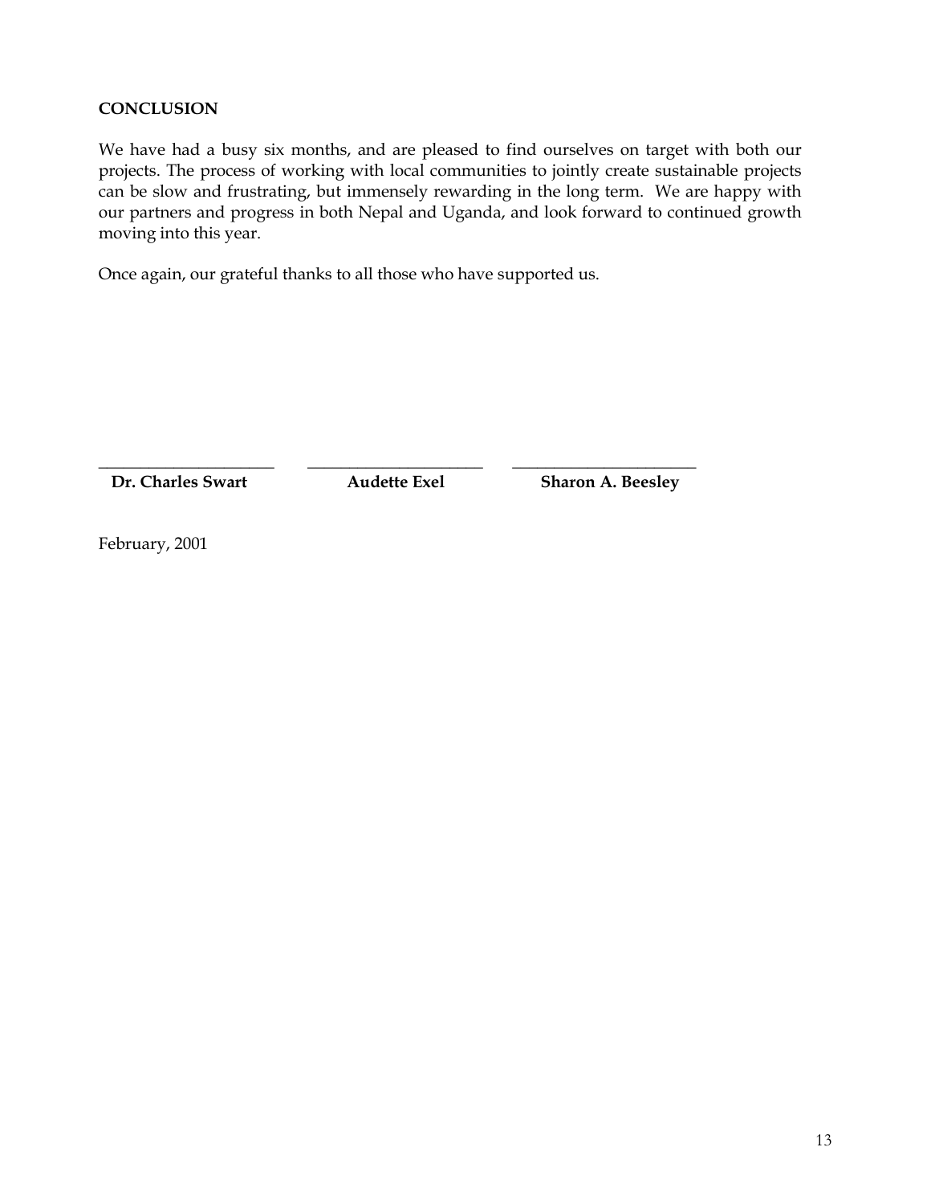**CONCLUSION**

We have had a busy six months, and are pleased to find ourselves on target with both our projects. The process of working with local communities to jointly create sustainable projects can be slow and frustrating, but immensely rewarding in the long term. We are happy with our partners and progress in both Nepal and Uganda, and look forward to continued growth moving into this year.

Once again, our grateful thanks to all those who have supported us.

| | | |
|---|---|---|
| \_\_\_\_\_\_\_\_\_\_\_\_\_\_\_\_\_\_\_\_\_\_ | \_\_\_\_\_\_\_\_\_\_\_\_\_\_\_\_\_\_\_\_\_\_ | \_\_\_\_\_\_\_\_\_\_\_\_\_\_\_\_\_\_\_\_\_\_ |
| **Dr. Charles Swart** | **Audette Exel** | **Sharon A. Beesley** |

February, 2001